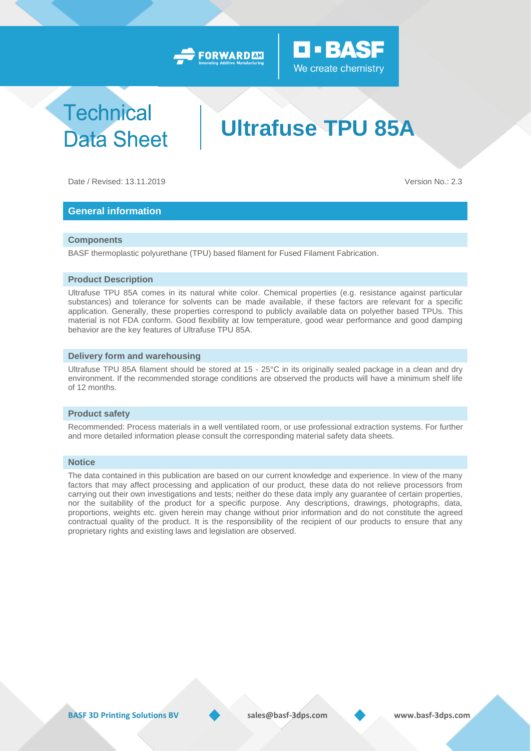# Technical Data Sheet

# Ultrafuse TPU 85A

Date / Revised: 13.11.2019

Version No.: 2.3

## General information

### Components

BASF thermoplastic polyurethane (TPU) based filament for Fused Filament Fabrication.

### Product Description

Ultrafuse TPU 85A comes in its natural white color. Chemical properties (e.g. resistance against particular substances) and tolerance for solvents can be made available, if these factors are relevant for a specific application. Generally, these properties correspond to publicly available data on polyether based TPUs. This material is not FDA conform. Good flexibility at low temperature, good wear performance and good damping behavior are the key features of Ultrafuse TPU 85A.

### Delivery form and warehousing

Ultrafuse TPU 85A filament should be stored at 15 - 25°C in its originally sealed package in a clean and dry environment. If the recommended storage conditions are observed the products will have a minimum shelf life of 12 months.

### Product safety

Recommended: Process materials in a well ventilated room, or use professional extraction systems. For further and more detailed information please consult the corresponding material safety data sheets.

### Notice

The data contained in this publication are based on our current knowledge and experience. In view of the many factors that may affect processing and application of our product, these data do not relieve processors from carrying out their own investigations and tests; neither do these data imply any guarantee of certain properties, nor the suitability of the product for a specific purpose. Any descriptions, drawings, photographs, data, proportions, weights etc. given herein may change without prior information and do not constitute the agreed contractual quality of the product. It is the responsibility of the recipient of our products to ensure that any proprietary rights and existing laws and legislation are observed.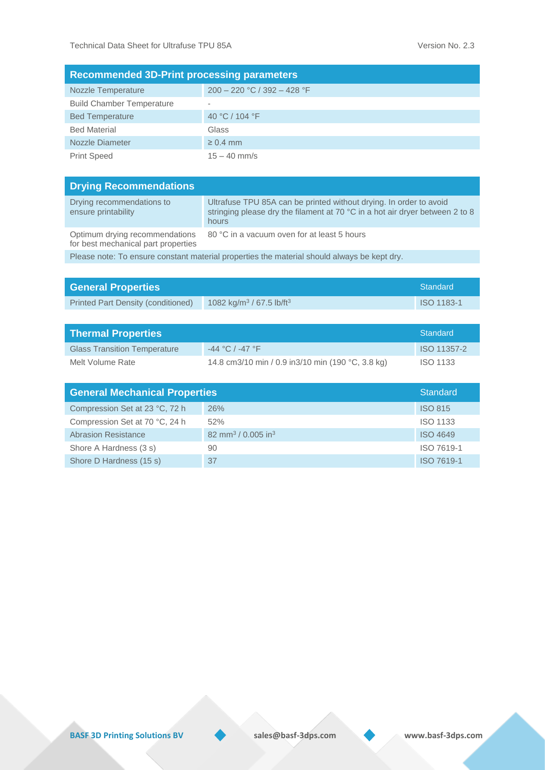| Recommended 3D-Print processing parameters | |
| --- | --- |
| Nozzle Temperature | 200 – 220 °C / 392 – 428 °F |
| Build Chamber Temperature | - |
| Bed Temperature | 40 °C / 104 °F |
| Bed Material | Glass |
| Nozzle Diameter | ≥ 0.4 mm |
| Print Speed | 15 – 40 mm/s |

| Drying Recommendations | |
| --- | --- |
| Drying recommendations to ensure printability | Ultrafuse TPU 85A can be printed without drying. In order to avoid stringing please dry the filament at 70 °C in a hot air dryer between 2 to 8 hours |
| Optimum drying recommendations for best mechanical part properties | 80 °C in a vacuum oven for at least 5 hours |
| Please note: To ensure constant material properties the material should always be kept dry. | |

| General Properties | | Standard |
| --- | --- | --- |
| Printed Part Density (conditioned) | 1082 kg/m$^3$ / 67.5 lb/ft$^3$ | ISO 1183-1 |

| Thermal Properties | | Standard |
| --- | --- | --- |
| Glass Transition Temperature | -44 °C / -47 °F | ISO 11357-2 |
| Melt Volume Rate | 14.8 cm3/10 min / 0.9 in3/10 min (190 °C, 3.8 kg) | ISO 1133 |

| General Mechanical Properties | | Standard |
| --- | --- | --- |
| Compression Set at 23 °C, 72 h | 26% | ISO 815 |
| Compression Set at 70 °C, 24 h | 52% | ISO 1133 |
| Abrasion Resistance | 82 mm$^3$ / 0.005 in$^3$ | ISO 4649 |
| Shore A Hardness (3 s) | 90 | ISO 7619-1 |
| Shore D Hardness (15 s) | 37 | ISO 7619-1 |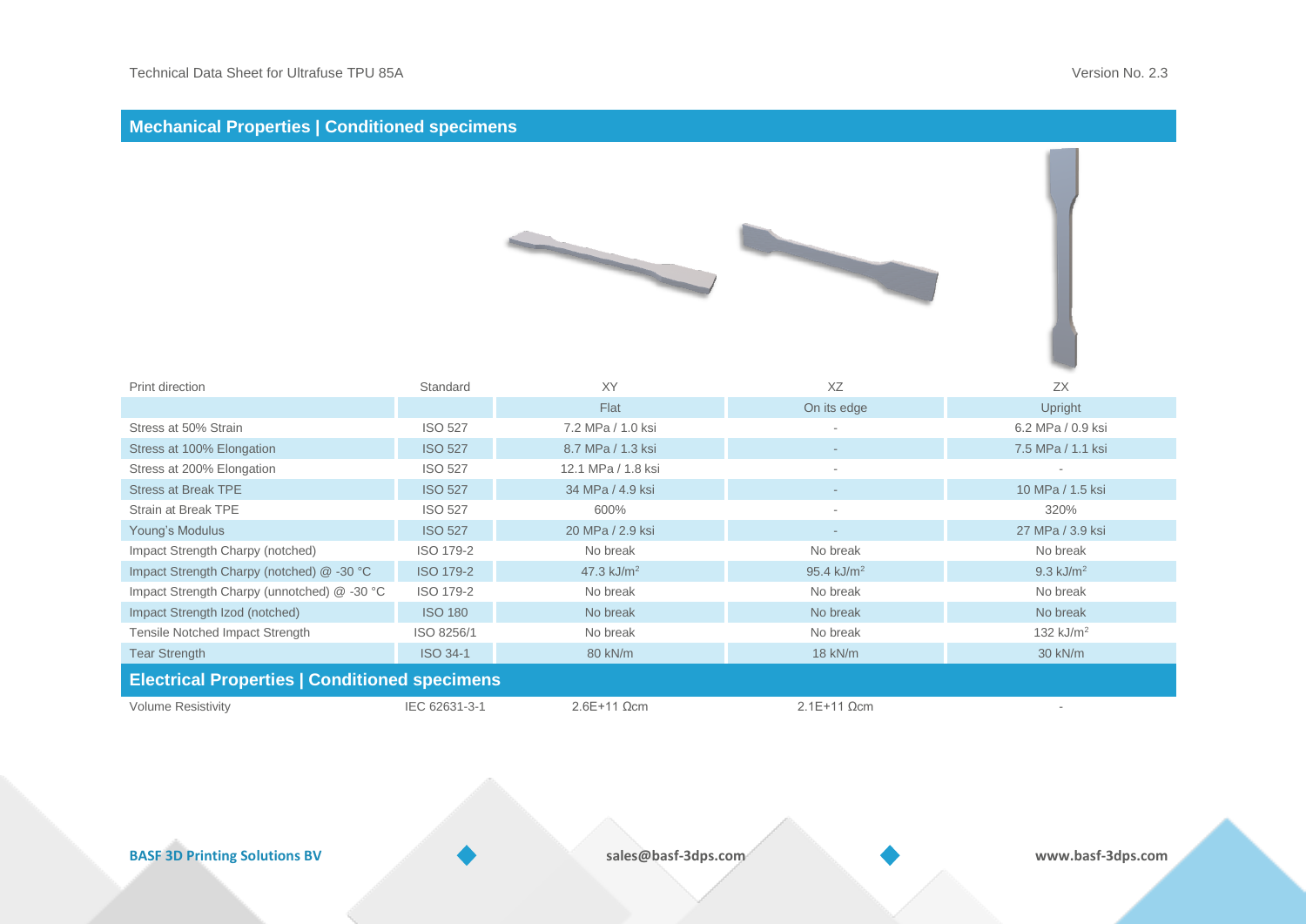## Mechanical Properties | Conditioned specimens

| Print direction | Standard | XY | XZ | ZX |
|---|---|---|---|---|
| | | Flat | On its edge | Upright |
| Stress at 50% Strain | ISO 527 | 7.2 MPa / 1.0 ksi | - | 6.2 MPa / 0.9 ksi |
| Stress at 100% Elongation | ISO 527 | 8.7 MPa / 1.3 ksi | - | 7.5 MPa / 1.1 ksi |
| Stress at 200% Elongation | ISO 527 | 12.1 MPa / 1.8 ksi | - | - |
| Stress at Break TPE | ISO 527 | 34 MPa / 4.9 ksi | - | 10 MPa / 1.5 ksi |
| Strain at Break TPE | ISO 527 | 600% | - | 320% |
| Young's Modulus | ISO 527 | 20 MPa / 2.9 ksi | - | 27 MPa / 3.9 ksi |
| Impact Strength Charpy (notched) | ISO 179-2 | No break | No break | No break |
| Impact Strength Charpy (notched) @ -30 °C | ISO 179-2 | 47.3 kJ/m$^2$ | 95.4 kJ/m$^2$ | 9.3 kJ/m$^2$ |
| Impact Strength Charpy (unnotched) @ -30 °C | ISO 179-2 | No break | No break | No break |
| Impact Strength Izod (notched) | ISO 180 | No break | No break | No break |
| Tensile Notched Impact Strength | ISO 8256/1 | No break | No break | 132 kJ/m$^2$ |
| Tear Strength | ISO 34-1 | 80 kN/m | 18 kN/m | 30 kN/m |

## Electrical Properties | Conditioned specimens

| | | | | |
|---|---|---|---|---|
| Volume Resistivity | IEC 62631-3-1 | 2.6E+11 Ωcm | 2.1E+11 Ωcm | - |